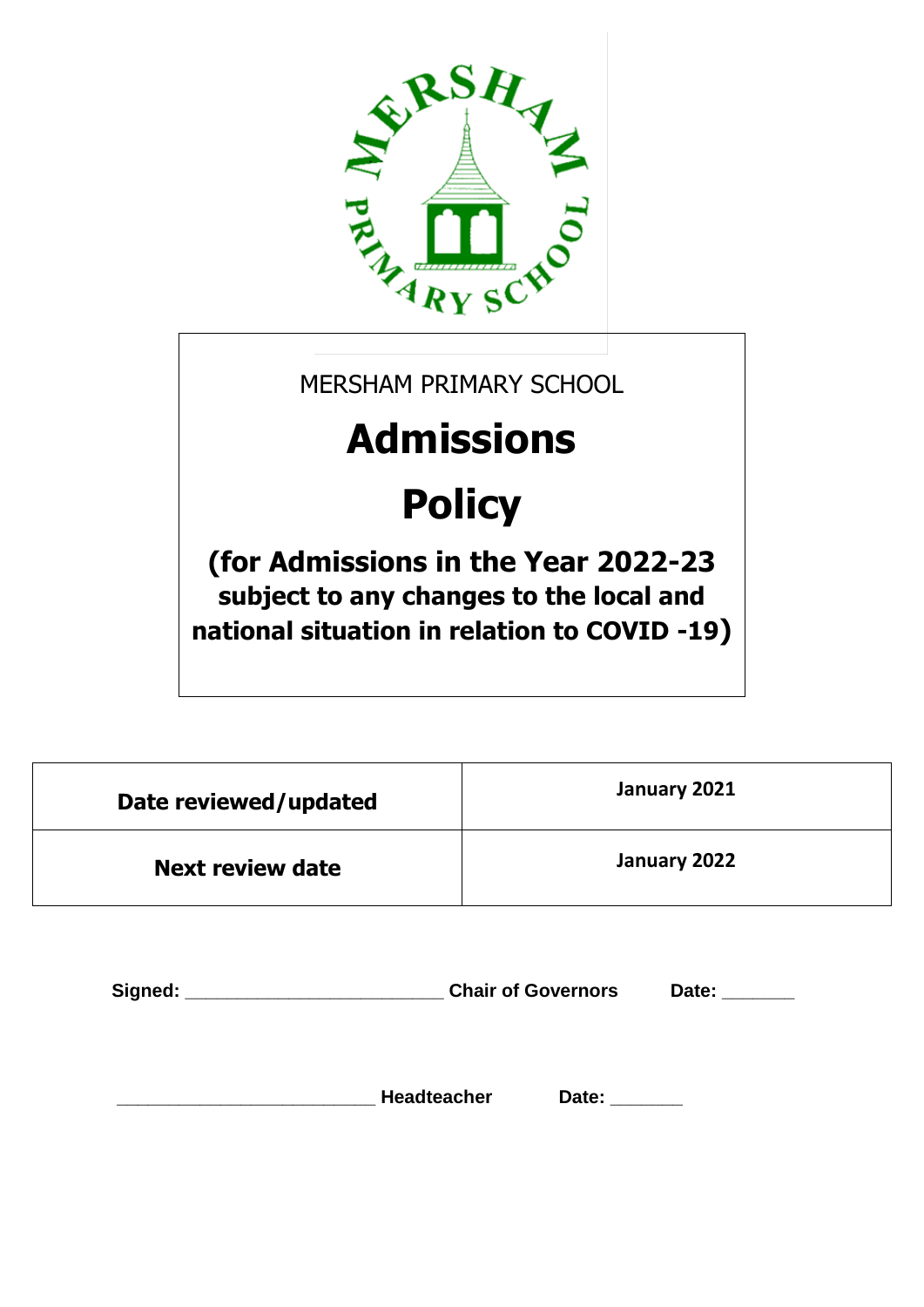MERSHAM PRIMARY SCHOOL

# Admissions Policy

**(for Admissions in the Year 2022-23 subject to any changes to the local and national situation in relation to COVID -19)**

| Date reviewed/updated | January 2021 |
|---|---|
| Next review date | January 2022 |

**Signed: \_\_\_\_\_\_\_\_\_\_\_\_\_\_\_\_\_\_\_\_\_\_\_\_\_ Chair of Governors Date: \_\_\_\_\_\_\_**

**\_\_\_\_\_\_\_\_\_\_\_\_\_\_\_\_\_\_\_\_\_\_\_\_\_ Headteacher Date: \_\_\_\_\_\_\_**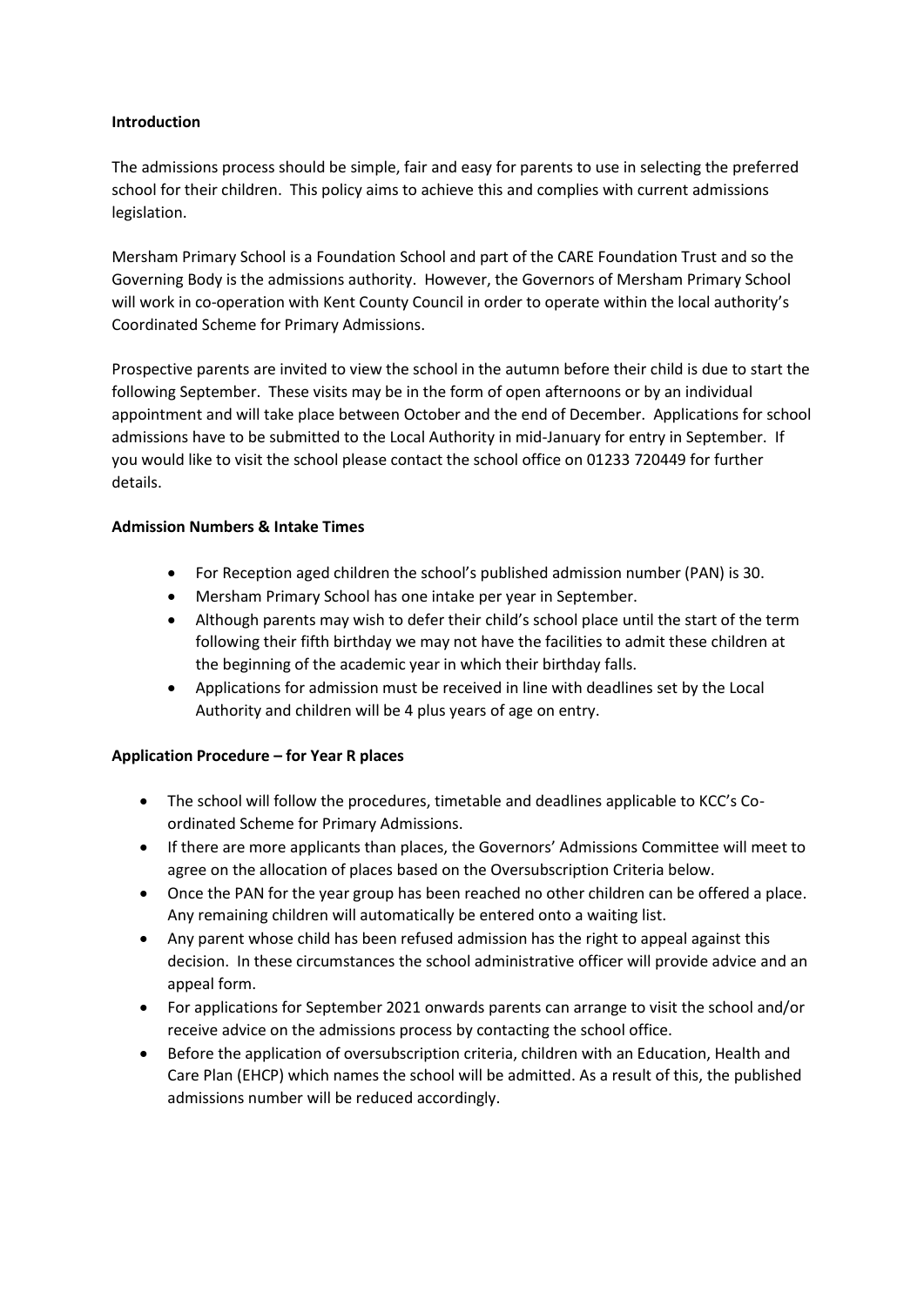**Introduction**

The admissions process should be simple, fair and easy for parents to use in selecting the preferred school for their children. This policy aims to achieve this and complies with current admissions legislation.

Mersham Primary School is a Foundation School and part of the CARE Foundation Trust and so the Governing Body is the admissions authority. However, the Governors of Mersham Primary School will work in co-operation with Kent County Council in order to operate within the local authority's Coordinated Scheme for Primary Admissions.

Prospective parents are invited to view the school in the autumn before their child is due to start the following September. These visits may be in the form of open afternoons or by an individual appointment and will take place between October and the end of December. Applications for school admissions have to be submitted to the Local Authority in mid-January for entry in September. If you would like to visit the school please contact the school office on 01233 720449 for further details.

**Admission Numbers & Intake Times**

- For Reception aged children the school's published admission number (PAN) is 30.
- Mersham Primary School has one intake per year in September.
- Although parents may wish to defer their child's school place until the start of the term following their fifth birthday we may not have the facilities to admit these children at the beginning of the academic year in which their birthday falls.
- Applications for admission must be received in line with deadlines set by the Local Authority and children will be 4 plus years of age on entry.

**Application Procedure – for Year R places**

- The school will follow the procedures, timetable and deadlines applicable to KCC's Co-ordinated Scheme for Primary Admissions.
- If there are more applicants than places, the Governors' Admissions Committee will meet to agree on the allocation of places based on the Oversubscription Criteria below.
- Once the PAN for the year group has been reached no other children can be offered a place. Any remaining children will automatically be entered onto a waiting list.
- Any parent whose child has been refused admission has the right to appeal against this decision. In these circumstances the school administrative officer will provide advice and an appeal form.
- For applications for September 2021 onwards parents can arrange to visit the school and/or receive advice on the admissions process by contacting the school office.
- Before the application of oversubscription criteria, children with an Education, Health and Care Plan (EHCP) which names the school will be admitted. As a result of this, the published admissions number will be reduced accordingly.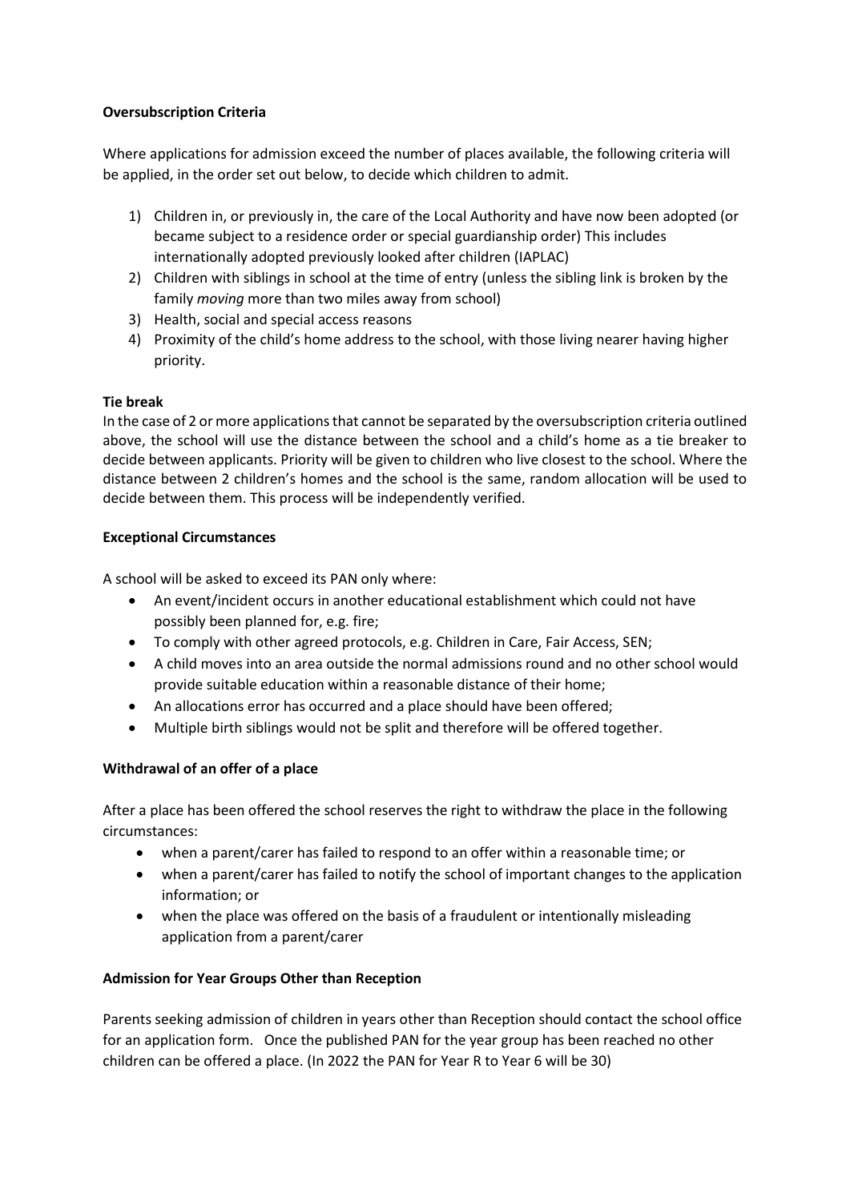**Oversubscription Criteria**

Where applications for admission exceed the number of places available, the following criteria will be applied, in the order set out below, to decide which children to admit.

1) Children in, or previously in, the care of the Local Authority and have now been adopted (or became subject to a residence order or special guardianship order) This includes internationally adopted previously looked after children (IAPLAC)
2) Children with siblings in school at the time of entry (unless the sibling link is broken by the family *moving* more than two miles away from school)
3) Health, social and special access reasons
4) Proximity of the child's home address to the school, with those living nearer having higher priority.

**Tie break**

In the case of 2 or more applications that cannot be separated by the oversubscription criteria outlined above, the school will use the distance between the school and a child's home as a tie breaker to decide between applicants. Priority will be given to children who live closest to the school. Where the distance between 2 children's homes and the school is the same, random allocation will be used to decide between them. This process will be independently verified.

**Exceptional Circumstances**

A school will be asked to exceed its PAN only where:

- An event/incident occurs in another educational establishment which could not have possibly been planned for, e.g. fire;
- To comply with other agreed protocols, e.g. Children in Care, Fair Access, SEN;
- A child moves into an area outside the normal admissions round and no other school would provide suitable education within a reasonable distance of their home;
- An allocations error has occurred and a place should have been offered;
- Multiple birth siblings would not be split and therefore will be offered together.

**Withdrawal of an offer of a place**

After a place has been offered the school reserves the right to withdraw the place in the following circumstances:

- when a parent/carer has failed to respond to an offer within a reasonable time; or
- when a parent/carer has failed to notify the school of important changes to the application information; or
- when the place was offered on the basis of a fraudulent or intentionally misleading application from a parent/carer

**Admission for Year Groups Other than Reception**

Parents seeking admission of children in years other than Reception should contact the school office for an application form. Once the published PAN for the year group has been reached no other children can be offered a place. (In 2022 the PAN for Year R to Year 6 will be 30)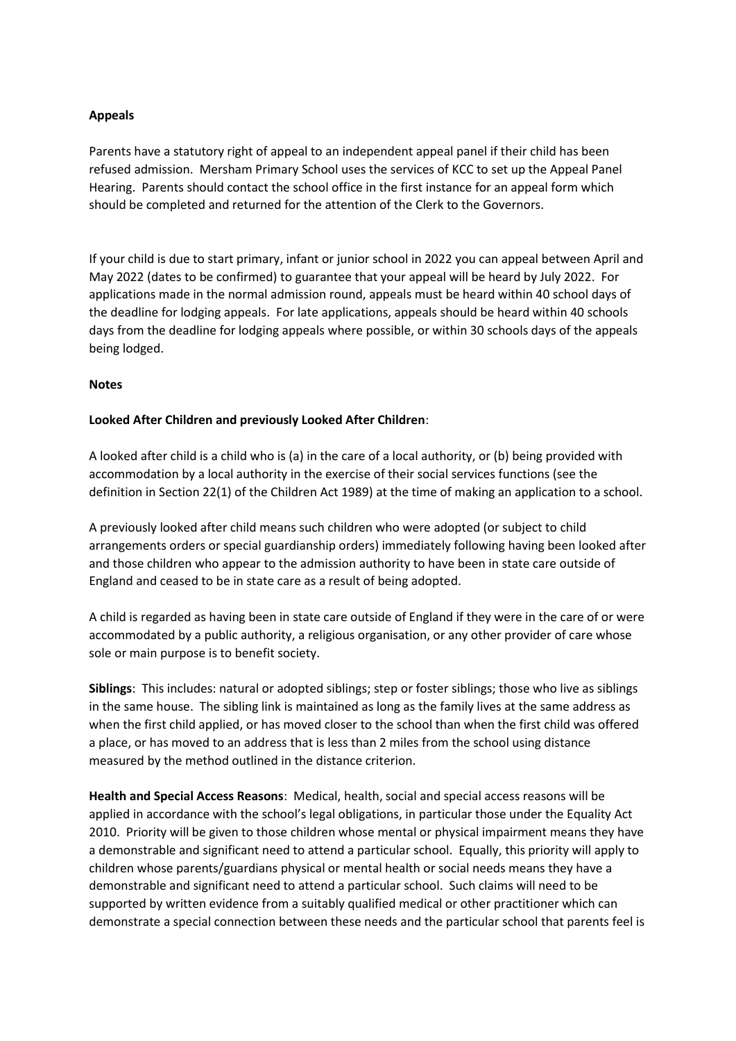**Appeals**

Parents have a statutory right of appeal to an independent appeal panel if their child has been refused admission. Mersham Primary School uses the services of KCC to set up the Appeal Panel Hearing. Parents should contact the school office in the first instance for an appeal form which should be completed and returned for the attention of the Clerk to the Governors.

If your child is due to start primary, infant or junior school in 2022 you can appeal between April and May 2022 (dates to be confirmed) to guarantee that your appeal will be heard by July 2022. For applications made in the normal admission round, appeals must be heard within 40 school days of the deadline for lodging appeals. For late applications, appeals should be heard within 40 schools days from the deadline for lodging appeals where possible, or within 30 schools days of the appeals being lodged.

**Notes**

**Looked After Children and previously Looked After Children**:

A looked after child is a child who is (a) in the care of a local authority, or (b) being provided with accommodation by a local authority in the exercise of their social services functions (see the definition in Section 22(1) of the Children Act 1989) at the time of making an application to a school.

A previously looked after child means such children who were adopted (or subject to child arrangements orders or special guardianship orders) immediately following having been looked after and those children who appear to the admission authority to have been in state care outside of England and ceased to be in state care as a result of being adopted.

A child is regarded as having been in state care outside of England if they were in the care of or were accommodated by a public authority, a religious organisation, or any other provider of care whose sole or main purpose is to benefit society.

**Siblings**: This includes: natural or adopted siblings; step or foster siblings; those who live as siblings in the same house. The sibling link is maintained as long as the family lives at the same address as when the first child applied, or has moved closer to the school than when the first child was offered a place, or has moved to an address that is less than 2 miles from the school using distance measured by the method outlined in the distance criterion.

**Health and Special Access Reasons**: Medical, health, social and special access reasons will be applied in accordance with the school's legal obligations, in particular those under the Equality Act 2010. Priority will be given to those children whose mental or physical impairment means they have a demonstrable and significant need to attend a particular school. Equally, this priority will apply to children whose parents/guardians physical or mental health or social needs means they have a demonstrable and significant need to attend a particular school. Such claims will need to be supported by written evidence from a suitably qualified medical or other practitioner which can demonstrate a special connection between these needs and the particular school that parents feel is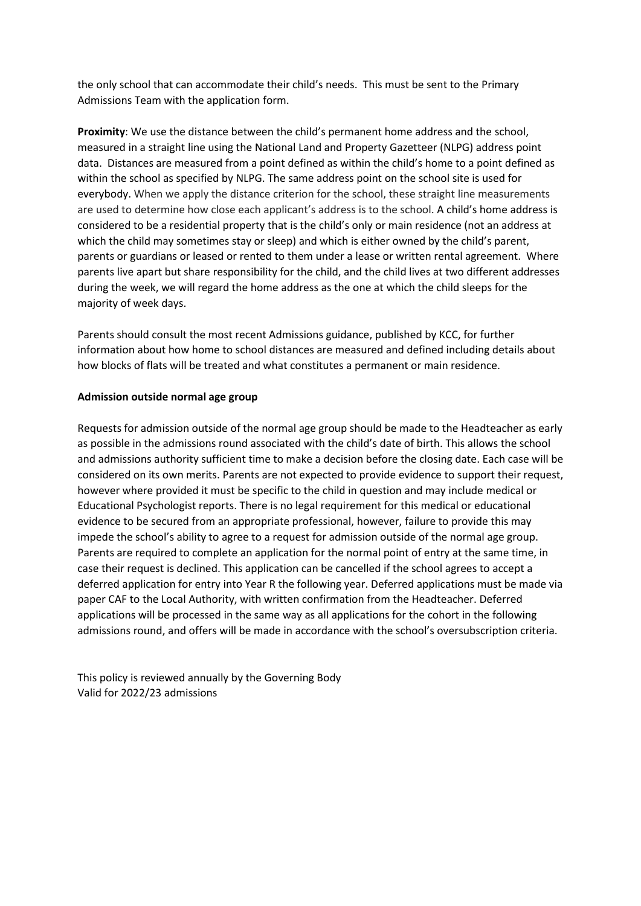the only school that can accommodate their child's needs. This must be sent to the Primary Admissions Team with the application form.

**Proximity**: We use the distance between the child's permanent home address and the school, measured in a straight line using the National Land and Property Gazetteer (NLPG) address point data. Distances are measured from a point defined as within the child's home to a point defined as within the school as specified by NLPG. The same address point on the school site is used for everybody. When we apply the distance criterion for the school, these straight line measurements are used to determine how close each applicant's address is to the school. A child's home address is considered to be a residential property that is the child's only or main residence (not an address at which the child may sometimes stay or sleep) and which is either owned by the child's parent, parents or guardians or leased or rented to them under a lease or written rental agreement. Where parents live apart but share responsibility for the child, and the child lives at two different addresses during the week, we will regard the home address as the one at which the child sleeps for the majority of week days.

Parents should consult the most recent Admissions guidance, published by KCC, for further information about how home to school distances are measured and defined including details about how blocks of flats will be treated and what constitutes a permanent or main residence.

**Admission outside normal age group**

Requests for admission outside of the normal age group should be made to the Headteacher as early as possible in the admissions round associated with the child's date of birth. This allows the school and admissions authority sufficient time to make a decision before the closing date. Each case will be considered on its own merits. Parents are not expected to provide evidence to support their request, however where provided it must be specific to the child in question and may include medical or Educational Psychologist reports. There is no legal requirement for this medical or educational evidence to be secured from an appropriate professional, however, failure to provide this may impede the school's ability to agree to a request for admission outside of the normal age group. Parents are required to complete an application for the normal point of entry at the same time, in case their request is declined. This application can be cancelled if the school agrees to accept a deferred application for entry into Year R the following year. Deferred applications must be made via paper CAF to the Local Authority, with written confirmation from the Headteacher. Deferred applications will be processed in the same way as all applications for the cohort in the following admissions round, and offers will be made in accordance with the school's oversubscription criteria.

This policy is reviewed annually by the Governing Body
Valid for 2022/23 admissions